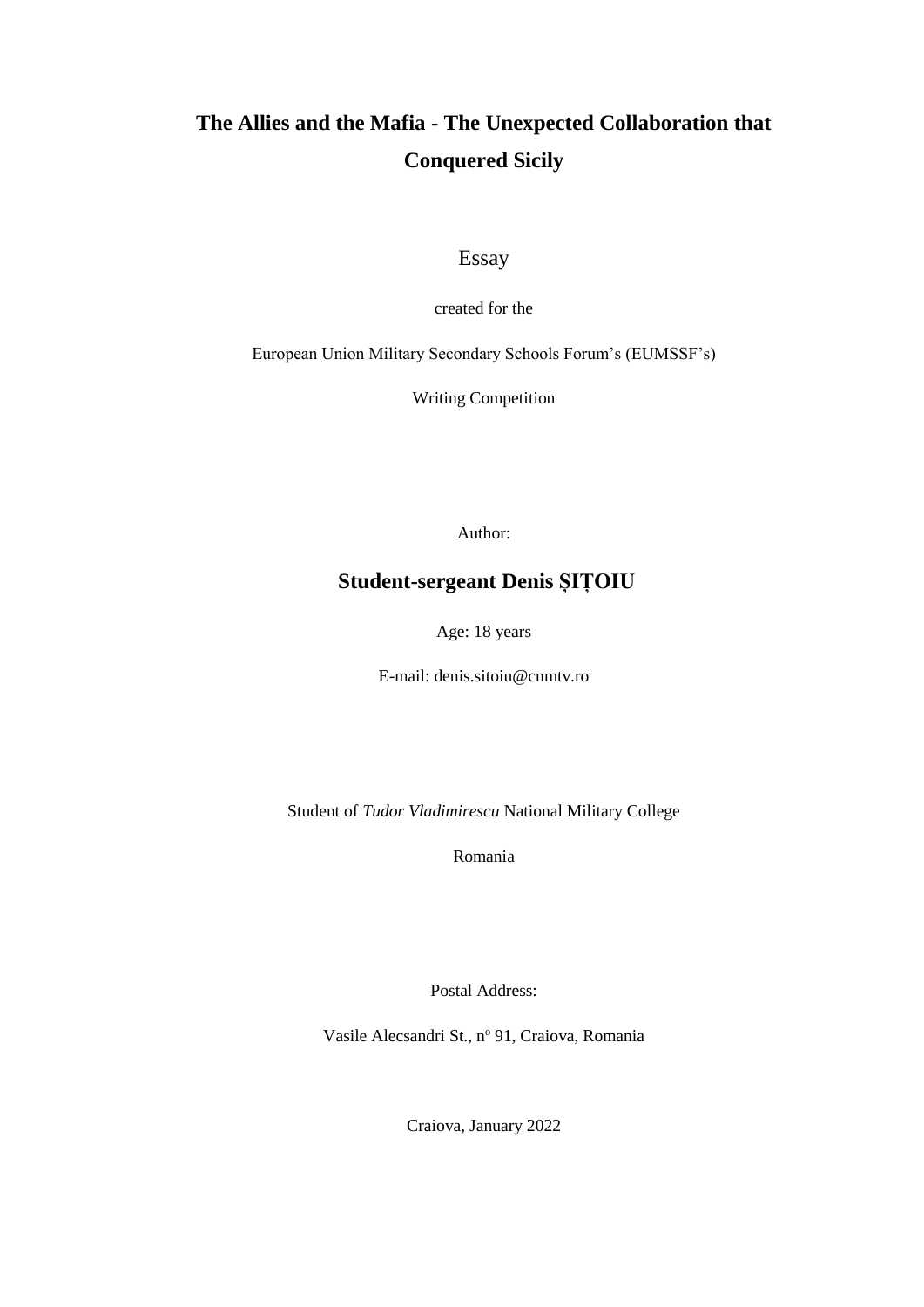# The Allies and the Mafia - The Unexpected Collaboration that Conquered Sicily

Essay

created for the

European Union Military Secondary Schools Forum's (EUMSSF's)

Writing Competition

Author:

**Student-sergeant Denis ȘIȚOIU**

Age: 18 years

E-mail: denis.sitoiu@cnmtv.ro

Student of *Tudor Vladimirescu* National Military College

Romania

Postal Address:

Vasile Alecsandri St., n° 91, Craiova, Romania

Craiova, January 2022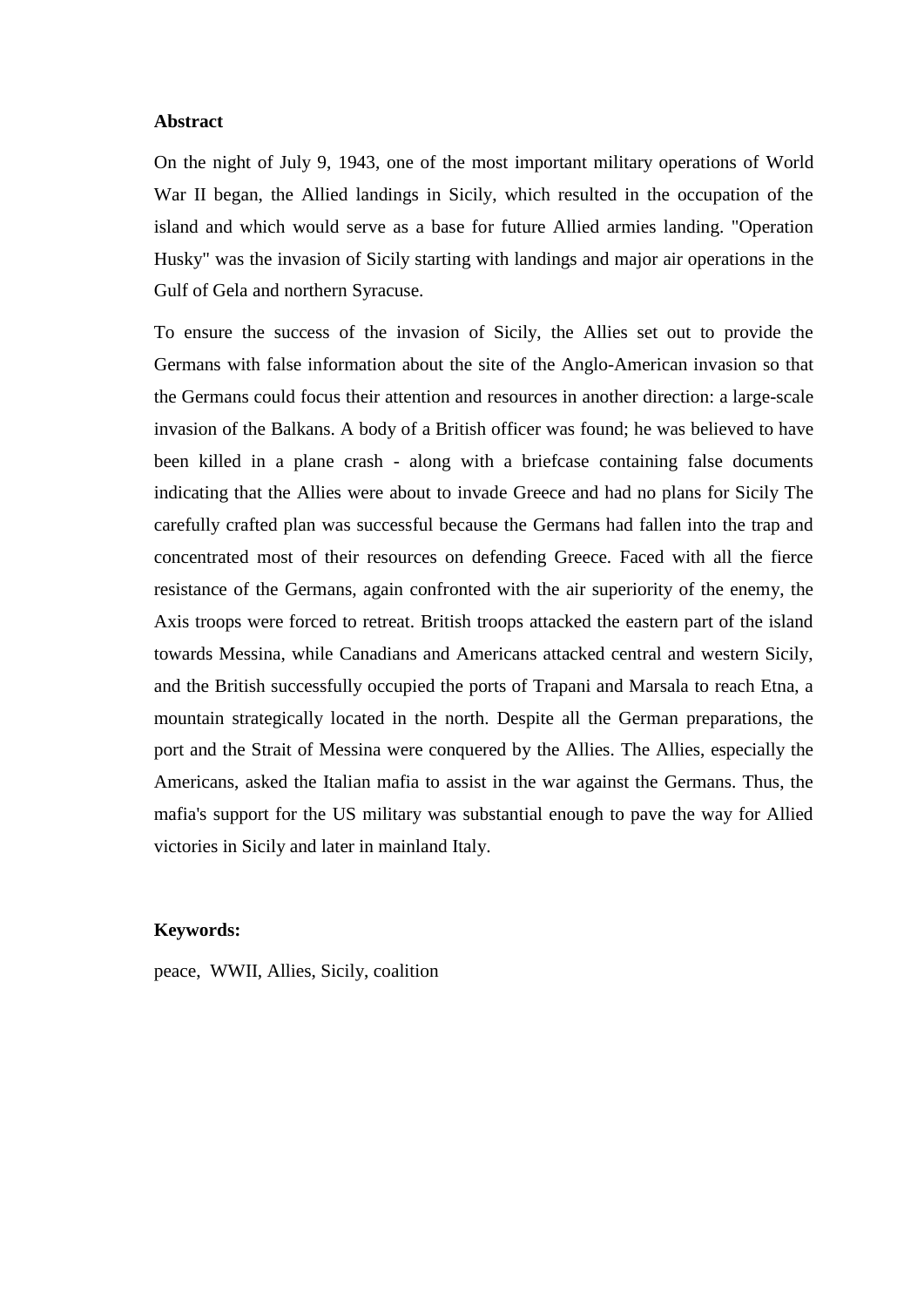**Abstract**

On the night of July 9, 1943, one of the most important military operations of World War II began, the Allied landings in Sicily, which resulted in the occupation of the island and which would serve as a base for future Allied armies landing. "Operation Husky" was the invasion of Sicily starting with landings and major air operations in the Gulf of Gela and northern Syracuse.

To ensure the success of the invasion of Sicily, the Allies set out to provide the Germans with false information about the site of the Anglo-American invasion so that the Germans could focus their attention and resources in another direction: a large-scale invasion of the Balkans. A body of a British officer was found; he was believed to have been killed in a plane crash - along with a briefcase containing false documents indicating that the Allies were about to invade Greece and had no plans for Sicily The carefully crafted plan was successful because the Germans had fallen into the trap and concentrated most of their resources on defending Greece. Faced with all the fierce resistance of the Germans, again confronted with the air superiority of the enemy, the Axis troops were forced to retreat. British troops attacked the eastern part of the island towards Messina, while Canadians and Americans attacked central and western Sicily, and the British successfully occupied the ports of Trapani and Marsala to reach Etna, a mountain strategically located in the north. Despite all the German preparations, the port and the Strait of Messina were conquered by the Allies. The Allies, especially the Americans, asked the Italian mafia to assist in the war against the Germans. Thus, the mafia's support for the US military was substantial enough to pave the way for Allied victories in Sicily and later in mainland Italy.

**Keywords:**

peace, WWII, Allies, Sicily, coalition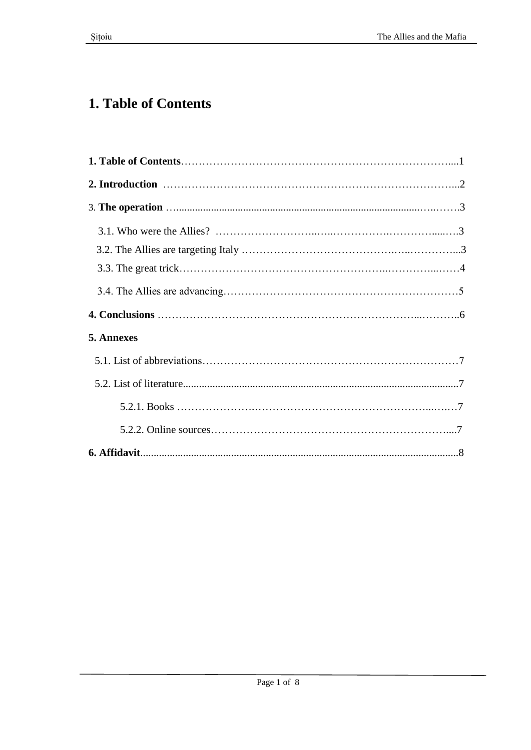# 1. Table of Contents

**1. Table of Contents**…………………………………………………………………....1

**2. Introduction** ………………………………………………………………………...2

3. **The operation** …..........................................................................................…….…….3

3.1. Who were the Allies? ………………………..…..……………….…………......…3

3.2. The Allies are targeting Italy …………………………………….…..…………...3

3.3. The great trick………………………………………………..…………...……4

3.4. The Allies are advancing…………………………………………………………5

**4. Conclusions** ……………………………………………………………...………..6

**5. Annexes**

5.1. List of abbreviations…………………………………………………………………7

5.2. List of literature......................................................................................................7

5.2.1. Books ………………….………………………………………….....…7

5.2.2. Online sources…………………………………………………………....7

**6. Affidavit**......................................................................................................................8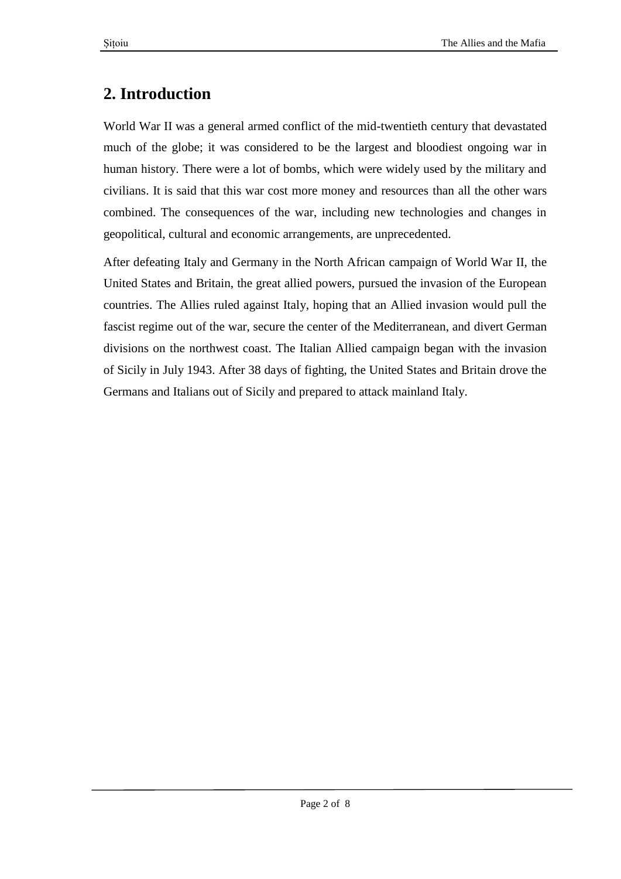## 2. Introduction

World War II was a general armed conflict of the mid-twentieth century that devastated much of the globe; it was considered to be the largest and bloodiest ongoing war in human history. There were a lot of bombs, which were widely used by the military and civilians. It is said that this war cost more money and resources than all the other wars combined. The consequences of the war, including new technologies and changes in geopolitical, cultural and economic arrangements, are unprecedented.

After defeating Italy and Germany in the North African campaign of World War II, the United States and Britain, the great allied powers, pursued the invasion of the European countries. The Allies ruled against Italy, hoping that an Allied invasion would pull the fascist regime out of the war, secure the center of the Mediterranean, and divert German divisions on the northwest coast. The Italian Allied campaign began with the invasion of Sicily in July 1943. After 38 days of fighting, the United States and Britain drove the Germans and Italians out of Sicily and prepared to attack mainland Italy.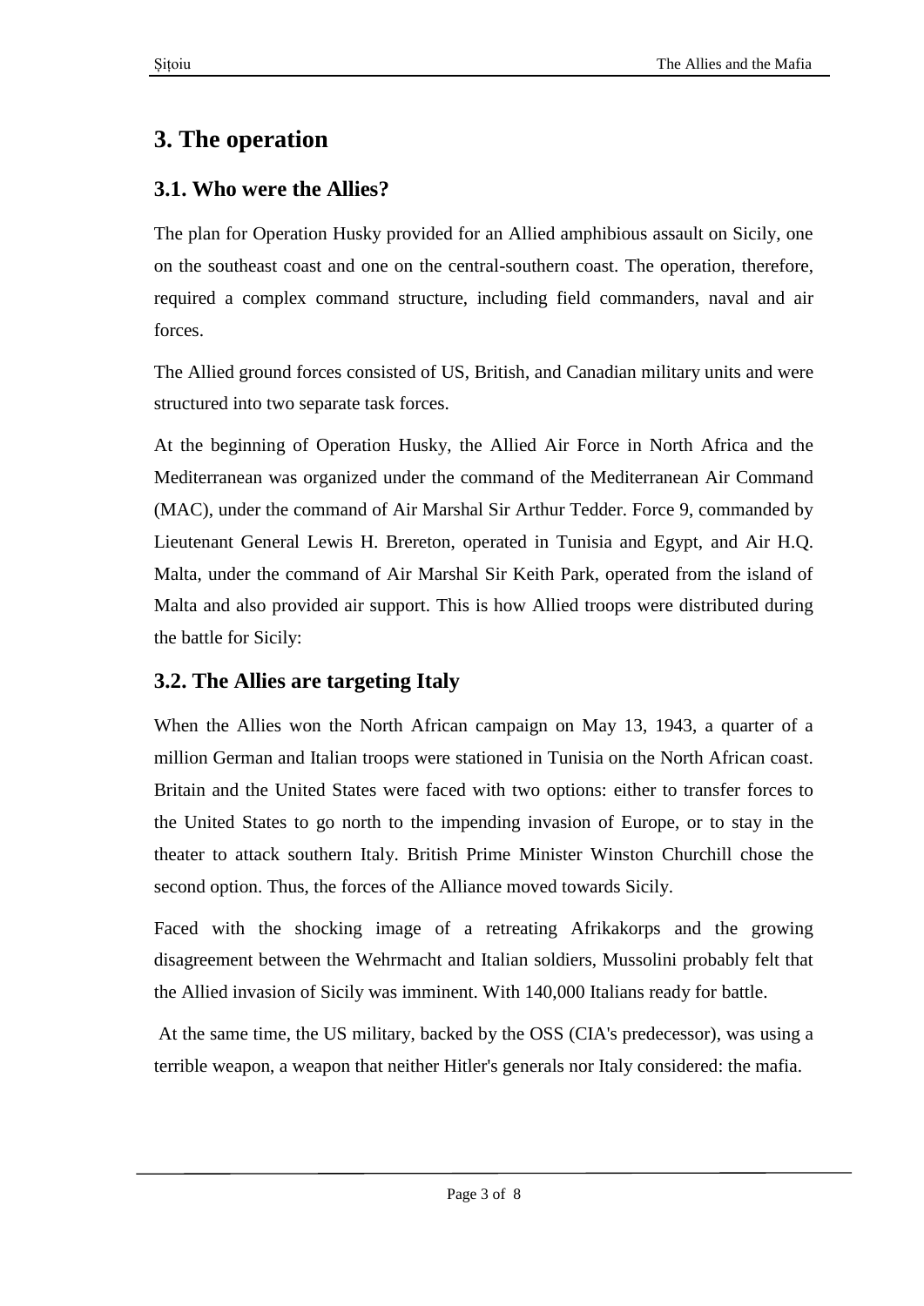# 3. The operation

## 3.1. Who were the Allies?

The plan for Operation Husky provided for an Allied amphibious assault on Sicily, one on the southeast coast and one on the central-southern coast. The operation, therefore, required a complex command structure, including field commanders, naval and air forces.

The Allied ground forces consisted of US, British, and Canadian military units and were structured into two separate task forces.

At the beginning of Operation Husky, the Allied Air Force in North Africa and the Mediterranean was organized under the command of the Mediterranean Air Command (MAC), under the command of Air Marshal Sir Arthur Tedder. Force 9, commanded by Lieutenant General Lewis H. Brereton, operated in Tunisia and Egypt, and Air H.Q. Malta, under the command of Air Marshal Sir Keith Park, operated from the island of Malta and also provided air support. This is how Allied troops were distributed during the battle for Sicily:

## 3.2. The Allies are targeting Italy

When the Allies won the North African campaign on May 13, 1943, a quarter of a million German and Italian troops were stationed in Tunisia on the North African coast. Britain and the United States were faced with two options: either to transfer forces to the United States to go north to the impending invasion of Europe, or to stay in the theater to attack southern Italy. British Prime Minister Winston Churchill chose the second option. Thus, the forces of the Alliance moved towards Sicily.

Faced with the shocking image of a retreating Afrikakorps and the growing disagreement between the Wehrmacht and Italian soldiers, Mussolini probably felt that the Allied invasion of Sicily was imminent. With 140,000 Italians ready for battle.

At the same time, the US military, backed by the OSS (CIA's predecessor), was using a terrible weapon, a weapon that neither Hitler's generals nor Italy considered: the mafia.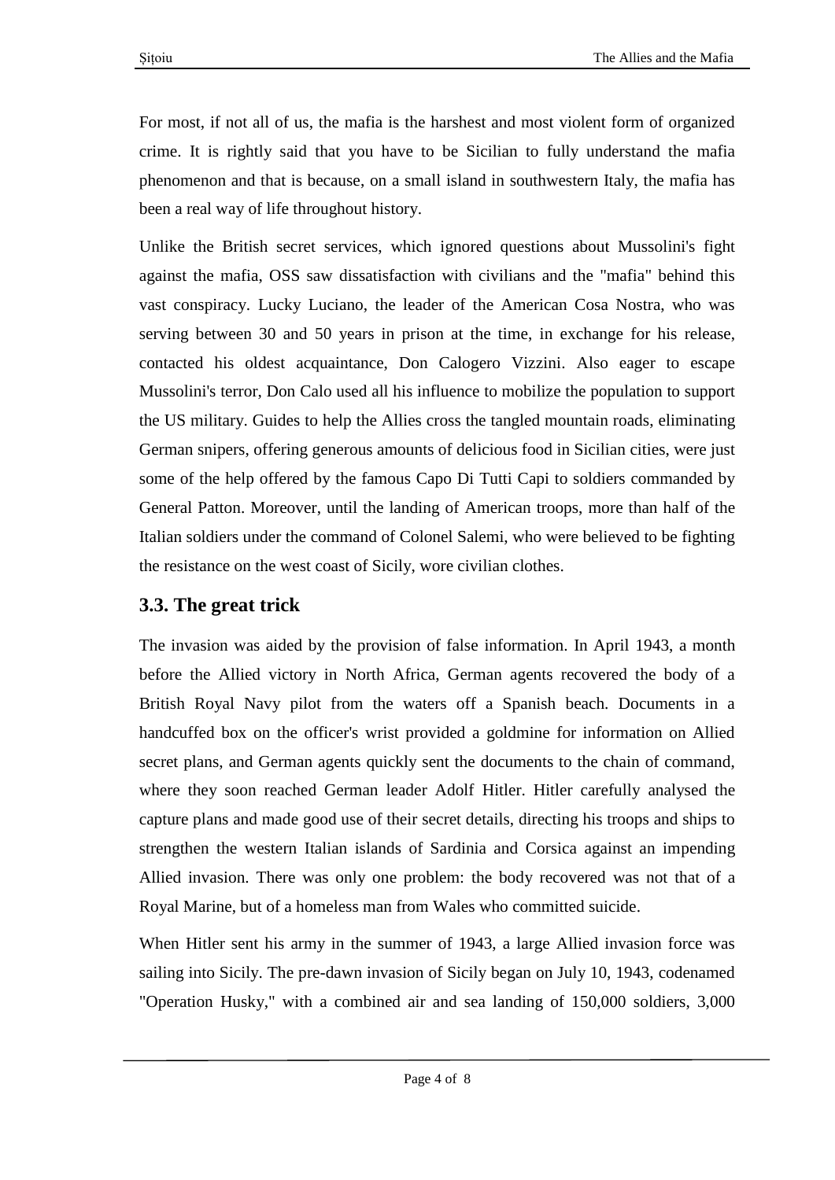For most, if not all of us, the mafia is the harshest and most violent form of organized crime. It is rightly said that you have to be Sicilian to fully understand the mafia phenomenon and that is because, on a small island in southwestern Italy, the mafia has been a real way of life throughout history.

Unlike the British secret services, which ignored questions about Mussolini's fight against the mafia, OSS saw dissatisfaction with civilians and the "mafia" behind this vast conspiracy. Lucky Luciano, the leader of the American Cosa Nostra, who was serving between 30 and 50 years in prison at the time, in exchange for his release, contacted his oldest acquaintance, Don Calogero Vizzini. Also eager to escape Mussolini's terror, Don Calo used all his influence to mobilize the population to support the US military. Guides to help the Allies cross the tangled mountain roads, eliminating German snipers, offering generous amounts of delicious food in Sicilian cities, were just some of the help offered by the famous Capo Di Tutti Capi to soldiers commanded by General Patton. Moreover, until the landing of American troops, more than half of the Italian soldiers under the command of Colonel Salemi, who were believed to be fighting the resistance on the west coast of Sicily, wore civilian clothes.

## 3.3. The great trick

The invasion was aided by the provision of false information. In April 1943, a month before the Allied victory in North Africa, German agents recovered the body of a British Royal Navy pilot from the waters off a Spanish beach. Documents in a handcuffed box on the officer's wrist provided a goldmine for information on Allied secret plans, and German agents quickly sent the documents to the chain of command, where they soon reached German leader Adolf Hitler. Hitler carefully analysed the capture plans and made good use of their secret details, directing his troops and ships to strengthen the western Italian islands of Sardinia and Corsica against an impending Allied invasion. There was only one problem: the body recovered was not that of a Royal Marine, but of a homeless man from Wales who committed suicide.

When Hitler sent his army in the summer of 1943, a large Allied invasion force was sailing into Sicily. The pre-dawn invasion of Sicily began on July 10, 1943, codenamed "Operation Husky," with a combined air and sea landing of 150,000 soldiers, 3,000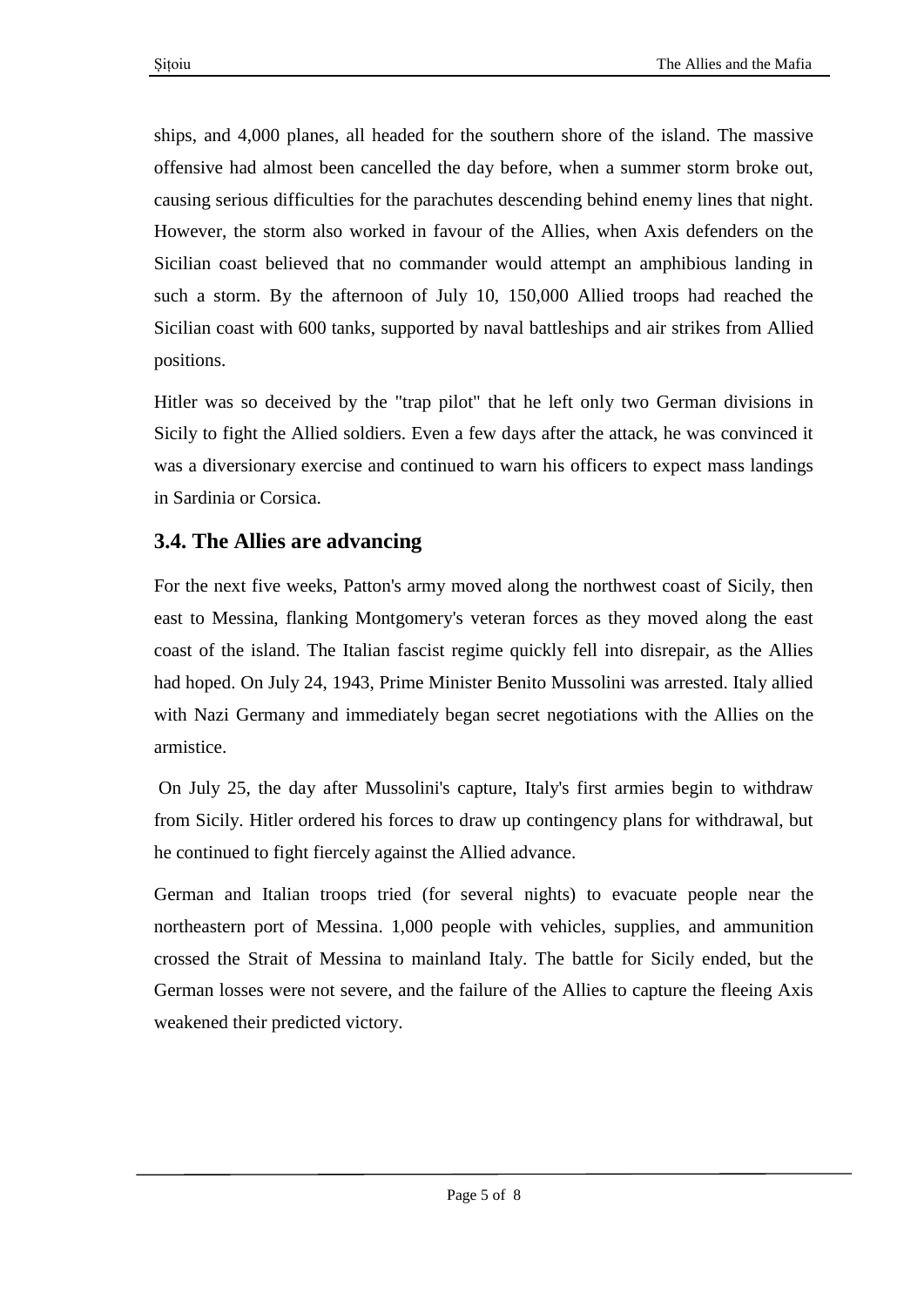ships, and 4,000 planes, all headed for the southern shore of the island. The massive offensive had almost been cancelled the day before, when a summer storm broke out, causing serious difficulties for the parachutes descending behind enemy lines that night. However, the storm also worked in favour of the Allies, when Axis defenders on the Sicilian coast believed that no commander would attempt an amphibious landing in such a storm. By the afternoon of July 10, 150,000 Allied troops had reached the Sicilian coast with 600 tanks, supported by naval battleships and air strikes from Allied positions.

Hitler was so deceived by the "trap pilot" that he left only two German divisions in Sicily to fight the Allied soldiers. Even a few days after the attack, he was convinced it was a diversionary exercise and continued to warn his officers to expect mass landings in Sardinia or Corsica.

### 3.4. The Allies are advancing

For the next five weeks, Patton's army moved along the northwest coast of Sicily, then east to Messina, flanking Montgomery's veteran forces as they moved along the east coast of the island. The Italian fascist regime quickly fell into disrepair, as the Allies had hoped. On July 24, 1943, Prime Minister Benito Mussolini was arrested. Italy allied with Nazi Germany and immediately began secret negotiations with the Allies on the armistice.

On July 25, the day after Mussolini's capture, Italy's first armies begin to withdraw from Sicily. Hitler ordered his forces to draw up contingency plans for withdrawal, but he continued to fight fiercely against the Allied advance.

German and Italian troops tried (for several nights) to evacuate people near the northeastern port of Messina. 1,000 people with vehicles, supplies, and ammunition crossed the Strait of Messina to mainland Italy. The battle for Sicily ended, but the German losses were not severe, and the failure of the Allies to capture the fleeing Axis weakened their predicted victory.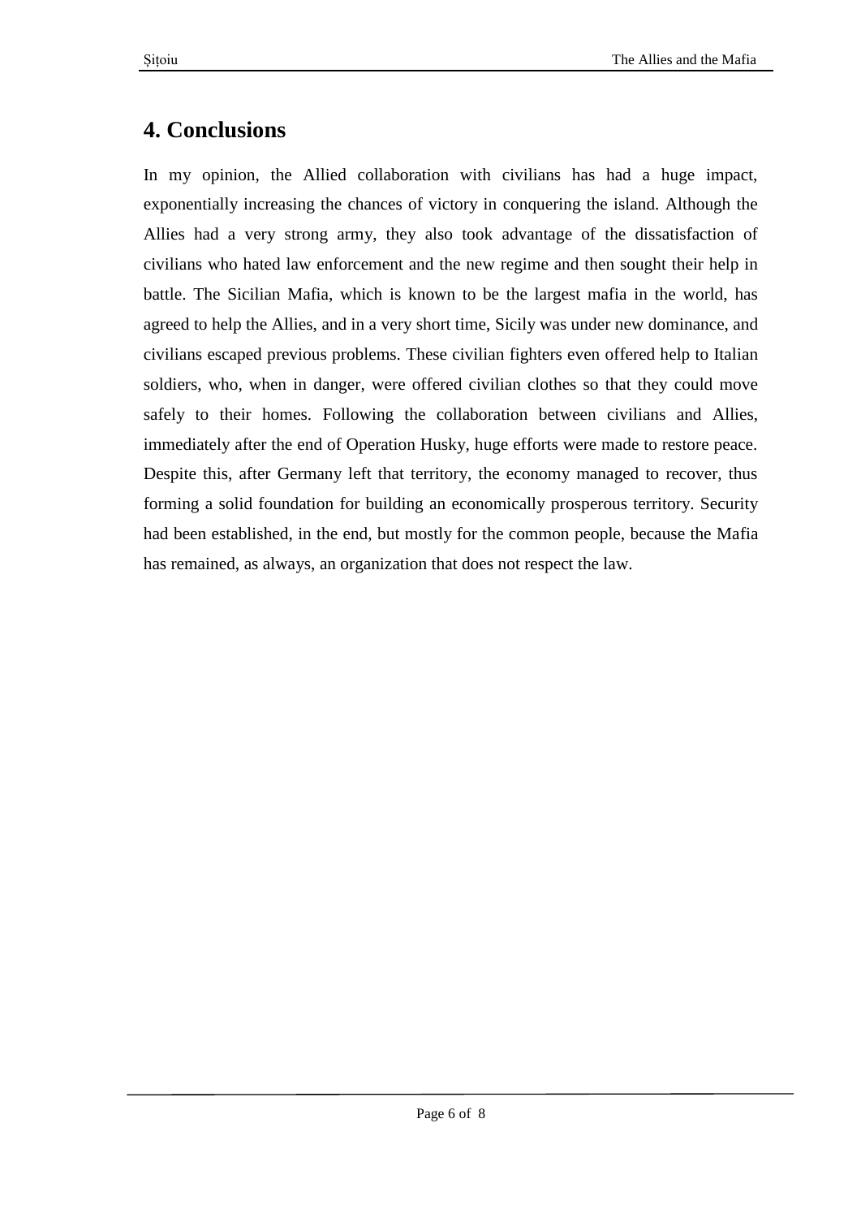## 4. Conclusions

In my opinion, the Allied collaboration with civilians has had a huge impact, exponentially increasing the chances of victory in conquering the island. Although the Allies had a very strong army, they also took advantage of the dissatisfaction of civilians who hated law enforcement and the new regime and then sought their help in battle. The Sicilian Mafia, which is known to be the largest mafia in the world, has agreed to help the Allies, and in a very short time, Sicily was under new dominance, and civilians escaped previous problems. These civilian fighters even offered help to Italian soldiers, who, when in danger, were offered civilian clothes so that they could move safely to their homes. Following the collaboration between civilians and Allies, immediately after the end of Operation Husky, huge efforts were made to restore peace. Despite this, after Germany left that territory, the economy managed to recover, thus forming a solid foundation for building an economically prosperous territory. Security had been established, in the end, but mostly for the common people, because the Mafia has remained, as always, an organization that does not respect the law.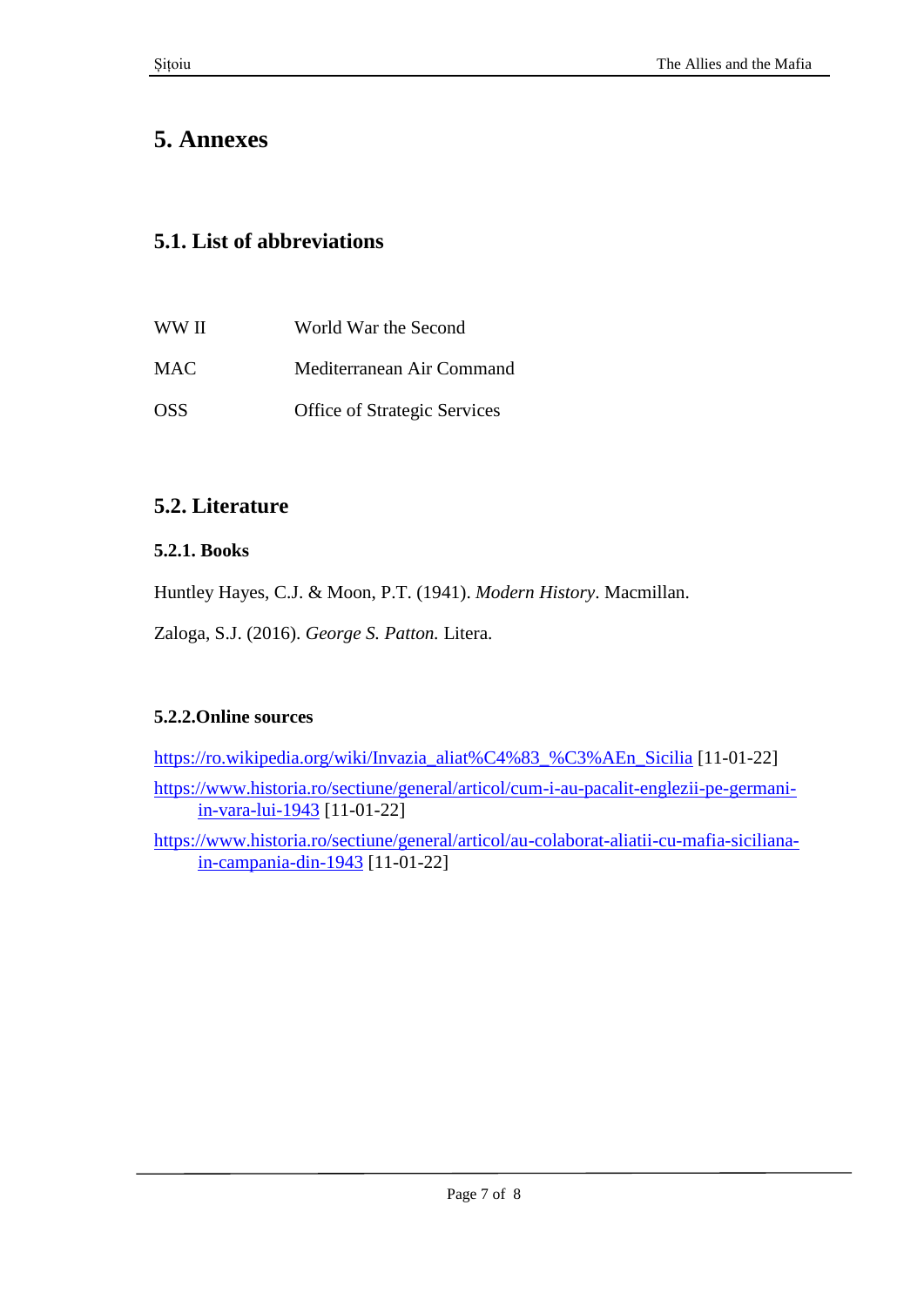# 5. Annexes

## 5.1. List of abbreviations

| | |
|---|---|
| WW II | World War the Second |
| MAC | Mediterranean Air Command |
| OSS | Office of Strategic Services |

## 5.2. Literature

### 5.2.1. Books

Huntley Hayes, C.J. & Moon, P.T. (1941). *Modern History*. Macmillan.

Zaloga, S.J. (2016). *George S. Patton.* Litera.

### 5.2.2.Online sources

https://ro.wikipedia.org/wiki/Invazia_aliat%C4%83_%C3%AEn_Sicilia [11-01-22]

https://www.historia.ro/sectiune/general/articol/cum-i-au-pacalit-englezii-pe-germani-in-vara-lui-1943 [11-01-22]

https://www.historia.ro/sectiune/general/articol/au-colaborat-aliatii-cu-mafia-siciliana-in-campania-din-1943 [11-01-22]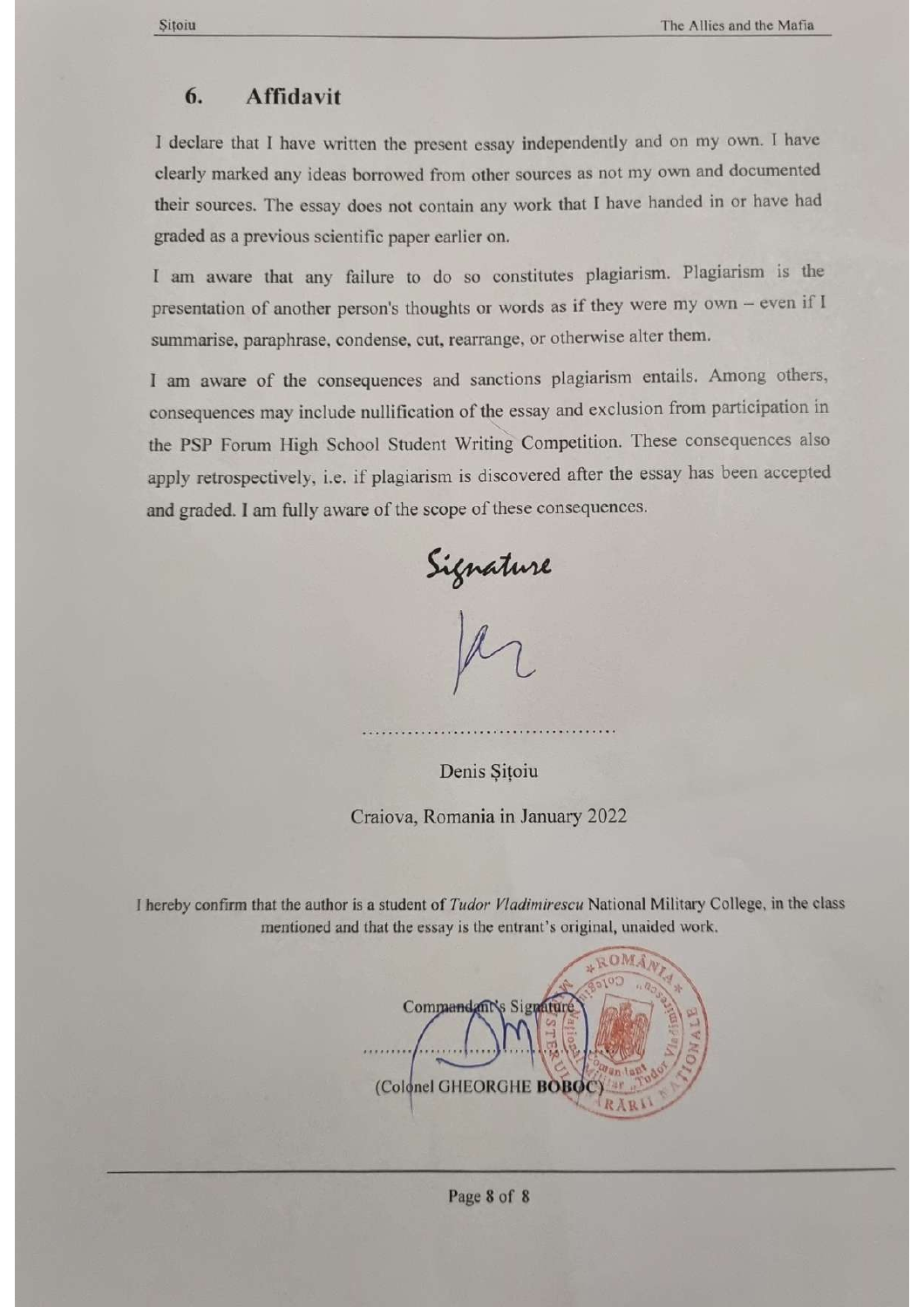## 6. Affidavit

I declare that I have written the present essay independently and on my own. I have clearly marked any ideas borrowed from other sources as not my own and documented their sources. The essay does not contain any work that I have handed in or have had graded as a previous scientific paper earlier on.

I am aware that any failure to do so constitutes plagiarism. Plagiarism is the presentation of another person's thoughts or words as if they were my own – even if I summarise, paraphrase, condense, cut, rearrange, or otherwise alter them.

I am aware of the consequences and sanctions plagiarism entails. Among others, consequences may include nullification of the essay and exclusion from participation in the PSP Forum High School Student Writing Competition. These consequences also apply retrospectively, i.e. if plagiarism is discovered after the essay has been accepted and graded. I am fully aware of the scope of these consequences.

Signature

.......................................

Denis Șițoiu

Craiova, Romania in January 2022

I hereby confirm that the author is a student of *Tudor Vladimirescu* National Military College, in the class mentioned and that the essay is the entrant's original, unaided work.

Commandant's Signature

.......................................

(Colonel GHEORGHE BOBOC)